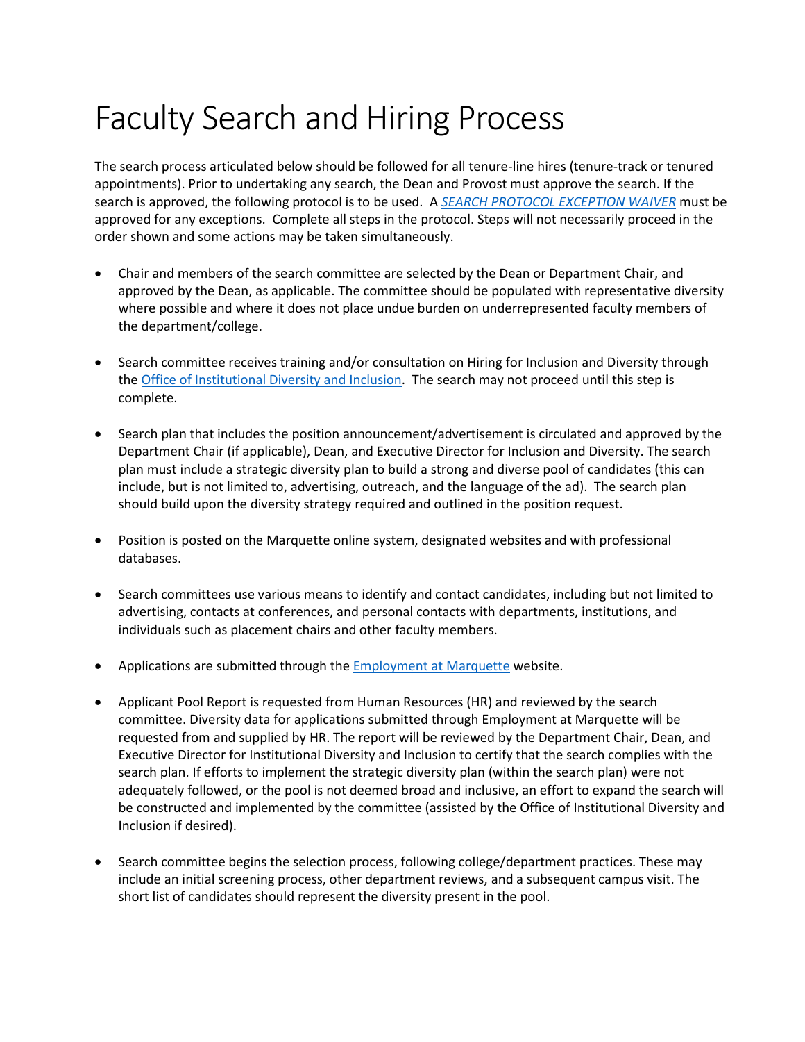# Faculty Search and Hiring Process

The search process articulated below should be followed for all tenure-line hires (tenure-track or tenured appointments). Prior to undertaking any search, the Dean and Provost must approve the search. If the search is approved, the following protocol is to be used. A *SEARCH PROTOCOL EXCEPTION WAIVER* must be approved for any exceptions. Complete all steps in the protocol. Steps will not necessarily proceed in the order shown and some actions may be taken simultaneously.

- Chair and members of the search committee are selected by the Dean or Department Chair, and approved by the Dean, as applicable. The committee should be populated with representative diversity where possible and where it does not place undue burden on underrepresented faculty members of the department/college.

- Search committee receives training and/or consultation on Hiring for Inclusion and Diversity through the Office of Institutional Diversity and Inclusion. The search may not proceed until this step is complete.

- Search plan that includes the position announcement/advertisement is circulated and approved by the Department Chair (if applicable), Dean, and Executive Director for Inclusion and Diversity. The search plan must include a strategic diversity plan to build a strong and diverse pool of candidates (this can include, but is not limited to, advertising, outreach, and the language of the ad). The search plan should build upon the diversity strategy required and outlined in the position request.

- Position is posted on the Marquette online system, designated websites and with professional databases.

- Search committees use various means to identify and contact candidates, including but not limited to advertising, contacts at conferences, and personal contacts with departments, institutions, and individuals such as placement chairs and other faculty members.

- Applications are submitted through the Employment at Marquette website.

- Applicant Pool Report is requested from Human Resources (HR) and reviewed by the search committee. Diversity data for applications submitted through Employment at Marquette will be requested from and supplied by HR. The report will be reviewed by the Department Chair, Dean, and Executive Director for Institutional Diversity and Inclusion to certify that the search complies with the search plan. If efforts to implement the strategic diversity plan (within the search plan) were not adequately followed, or the pool is not deemed broad and inclusive, an effort to expand the search will be constructed and implemented by the committee (assisted by the Office of Institutional Diversity and Inclusion if desired).

- Search committee begins the selection process, following college/department practices. These may include an initial screening process, other department reviews, and a subsequent campus visit. The short list of candidates should represent the diversity present in the pool.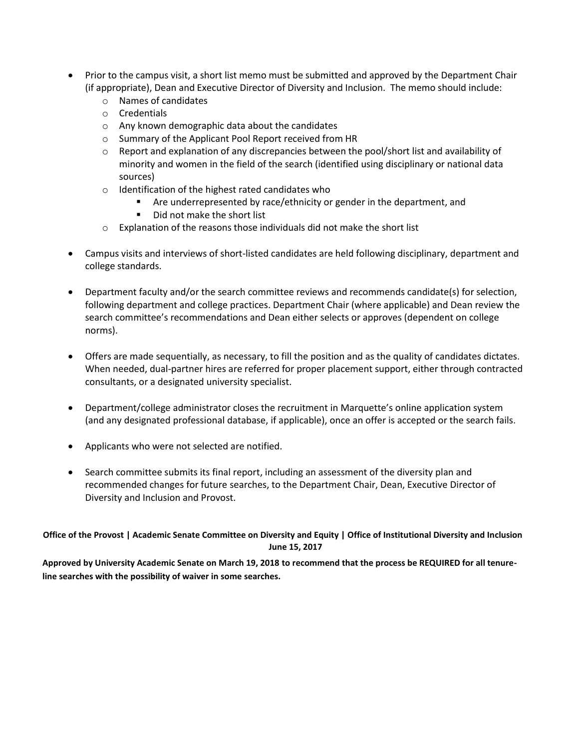- Prior to the campus visit, a short list memo must be submitted and approved by the Department Chair (if appropriate), Dean and Executive Director of Diversity and Inclusion. The memo should include:
  - Names of candidates
  - Credentials
  - Any known demographic data about the candidates
  - Summary of the Applicant Pool Report received from HR
  - Report and explanation of any discrepancies between the pool/short list and availability of minority and women in the field of the search (identified using disciplinary or national data sources)
  - Identification of the highest rated candidates who
    - Are underrepresented by race/ethnicity or gender in the department, and
    - Did not make the short list
  - Explanation of the reasons those individuals did not make the short list

- Campus visits and interviews of short-listed candidates are held following disciplinary, department and college standards.

- Department faculty and/or the search committee reviews and recommends candidate(s) for selection, following department and college practices. Department Chair (where applicable) and Dean review the search committee's recommendations and Dean either selects or approves (dependent on college norms).

- Offers are made sequentially, as necessary, to fill the position and as the quality of candidates dictates. When needed, dual-partner hires are referred for proper placement support, either through contracted consultants, or a designated university specialist.

- Department/college administrator closes the recruitment in Marquette's online application system (and any designated professional database, if applicable), once an offer is accepted or the search fails.

- Applicants who were not selected are notified.

- Search committee submits its final report, including an assessment of the diversity plan and recommended changes for future searches, to the Department Chair, Dean, Executive Director of Diversity and Inclusion and Provost.

**Office of the Provost | Academic Senate Committee on Diversity and Equity | Office of Institutional Diversity and Inclusion June 15, 2017**

**Approved by University Academic Senate on March 19, 2018 to recommend that the process be REQUIRED for all tenure-line searches with the possibility of waiver in some searches.**